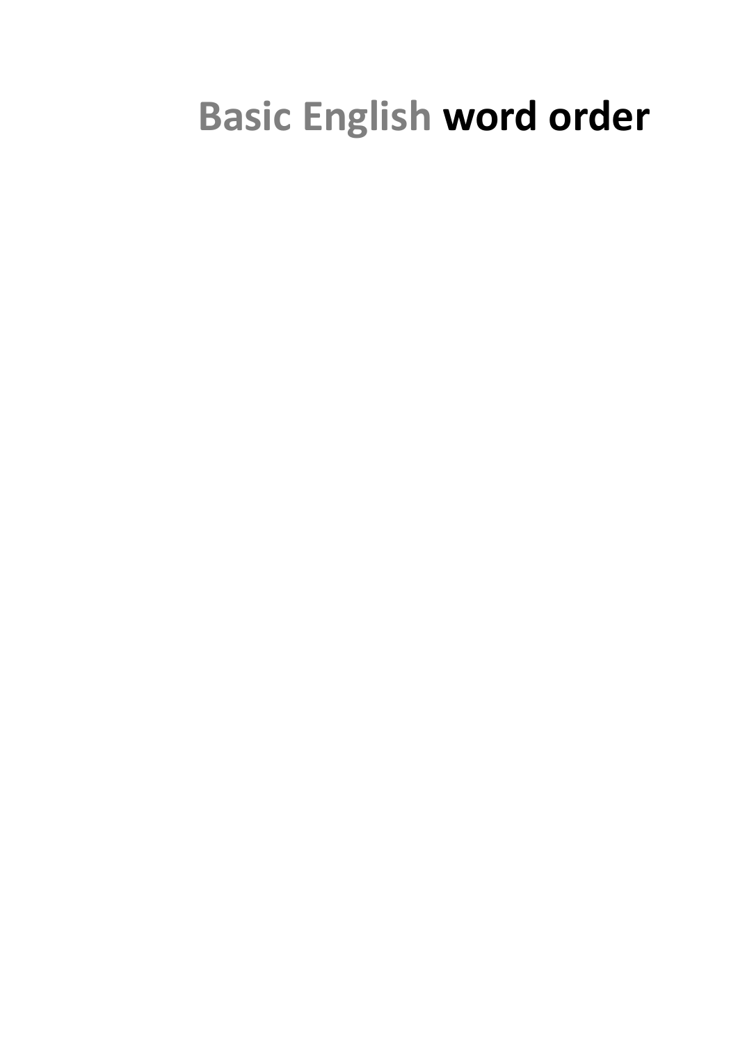# Basic English **word order**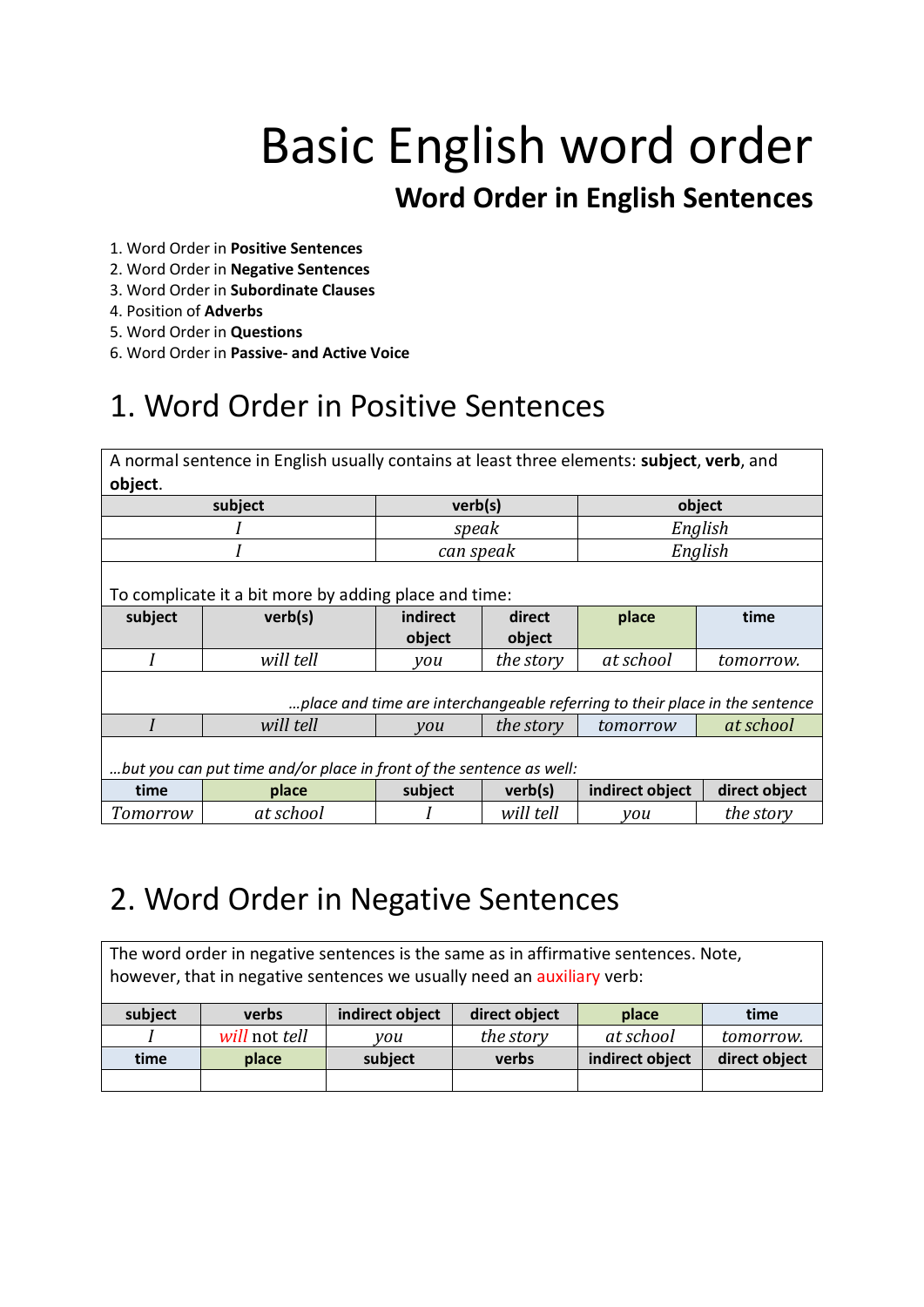# Basic English word order

## Word Order in English Sentences

1. Word Order in **Positive Sentences**
2. Word Order in **Negative Sentences**
3. Word Order in **Subordinate Clauses**
4. Position of **Adverbs**
5. Word Order in **Questions**
6. Word Order in **Passive- and Active Voice**

## 1. Word Order in Positive Sentences

A normal sentence in English usually contains at least three elements: **subject**, **verb**, and **object**.

| subject | verb(s) | object |
|---|---|---|
| *I* | *speak* | *English* |
| *I* | *can speak* | *English* |

To complicate it a bit more by adding place and time:

| subject | verb(s) | indirect object | direct object | place | time |
|---|---|---|---|---|---|
| *I* | *will tell* | *you* | *the story* | *at school* | *tomorrow.* |

*…place and time are interchangeable referring to their place in the sentence*

| subject | verb(s) | indirect object | direct object | time | place |
|---|---|---|---|---|---|
| *I* | *will tell* | *you* | *the story* | *tomorrow* | *at school* |

*…but you can put time and/or place in front of the sentence as well:*

| time | place | subject | verb(s) | indirect object | direct object |
|---|---|---|---|---|---|
| *Tomorrow* | *at school* | *I* | *will tell* | *you* | *the story* |

## 2. Word Order in Negative Sentences

The word order in negative sentences is the same as in affirmative sentences. Note, however, that in negative sentences we usually need an auxiliary verb:

| subject | verbs | indirect object | direct object | place | time |
|---|---|---|---|---|---|
| *I* | *will* not *tell* | *you* | *the story* | *at school* | *tomorrow.* |
| **time** | **place** | **subject** | **verbs** | **indirect object** | **direct object** |
| | | | | | |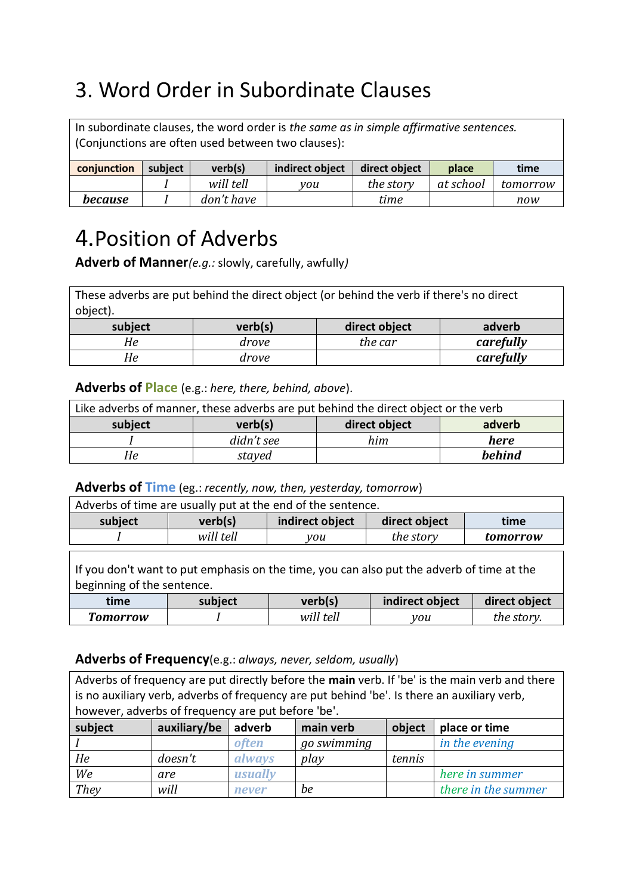# 3. Word Order in Subordinate Clauses

In subordinate clauses, the word order is *the same as in simple affirmative sentences.* (Conjunctions are often used between two clauses):

| conjunction | subject | verb(s) | indirect object | direct object | place | time |
|---|---|---|---|---|---|---|
| | *I* | *will tell* | *you* | *the story* | *at school* | *tomorrow* |
| ***because*** | *I* | *don't have* | | *time* | | *now* |

# 4. Position of Adverbs

**Adverb of Manner** *(e.g.:* slowly, carefully, awfully*)*

These adverbs are put behind the direct object (or behind the verb if there's no direct object).

| subject | verb(s) | direct object | adverb |
|---|---|---|---|
| *He* | *drove* | *the car* | ***carefully*** |
| *He* | *drove* | | ***carefully*** |

**Adverbs of Place** (e.g.: *here, there, behind, above*).

Like adverbs of manner, these adverbs are put behind the direct object or the verb

| subject | verb(s) | direct object | adverb |
|---|---|---|---|
| *I* | *didn't see* | *him* | ***here*** |
| *He* | *stayed* | | ***behind*** |

**Adverbs of Time** (eg.: *recently, now, then, yesterday, tomorrow*)

Adverbs of time are usually put at the end of the sentence.

| subject | verb(s) | indirect object | direct object | time |
|---|---|---|---|---|
| *I* | *will tell* | *you* | *the story* | ***tomorrow*** |

If you don't want to put emphasis on the time, you can also put the adverb of time at the beginning of the sentence.

| time | subject | verb(s) | indirect object | direct object |
|---|---|---|---|---|
| ***Tomorrow*** | *I* | *will tell* | *you* | *the story.* |

**Adverbs of Frequency** (e.g.: *always, never, seldom, usually*)

Adverbs of frequency are put directly before the **main** verb. If 'be' is the main verb and there is no auxiliary verb, adverbs of frequency are put behind 'be'. Is there an auxiliary verb, however, adverbs of frequency are put before 'be'.

| subject | auxiliary/be | adverb | main verb | object | place or time |
|---|---|---|---|---|---|
| *I* | | ***often*** | *go swimming* | | *in the evening* |
| *He* | *doesn't* | ***always*** | *play* | *tennis* | |
| *We* | *are* | ***usually*** | | | *here in summer* |
| *They* | *will* | ***never*** | *be* | | *there in the summer* |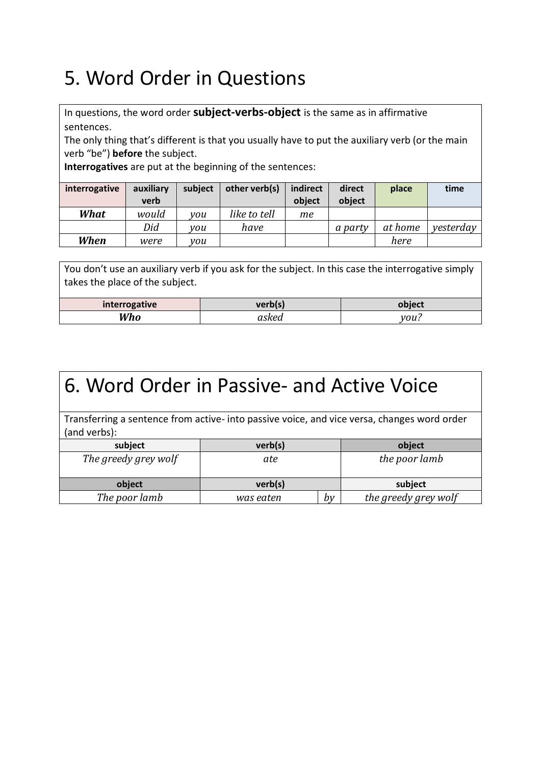# 5. Word Order in Questions

In questions, the word order **subject-verbs-object** is the same as in affirmative sentences.
The only thing that's different is that you usually have to put the auxiliary verb (or the main verb "be") **before** the subject.
**Interrogatives** are put at the beginning of the sentences:

| interrogative | auxiliary verb | subject | other verb(s) | indirect object | direct object | place | time |
|---|---|---|---|---|---|---|---|
| ***What*** | *would* | *you* | *like to tell* | *me* | | | |
| | *Did* | *you* | *have* | | *a party* | *at home* | *yesterday* |
| ***When*** | *were* | *you* | | | | *here* | |

You don't use an auxiliary verb if you ask for the subject. In this case the interrogative simply takes the place of the subject.

| interrogative | verb(s) | object |
|---|---|---|
| ***Who*** | *asked* | *you?* |

# 6. Word Order in Passive- and Active Voice

Transferring a sentence from active- into passive voice, and vice versa, changes word order (and verbs):

| subject | verb(s) | | object |
|---|---|---|---|
| *The greedy grey wolf* | *ate* | | *the poor lamb* |
| **object** | **verb(s)** | | **subject** |
| *The poor lamb* | *was eaten* | *by* | *the greedy grey wolf* |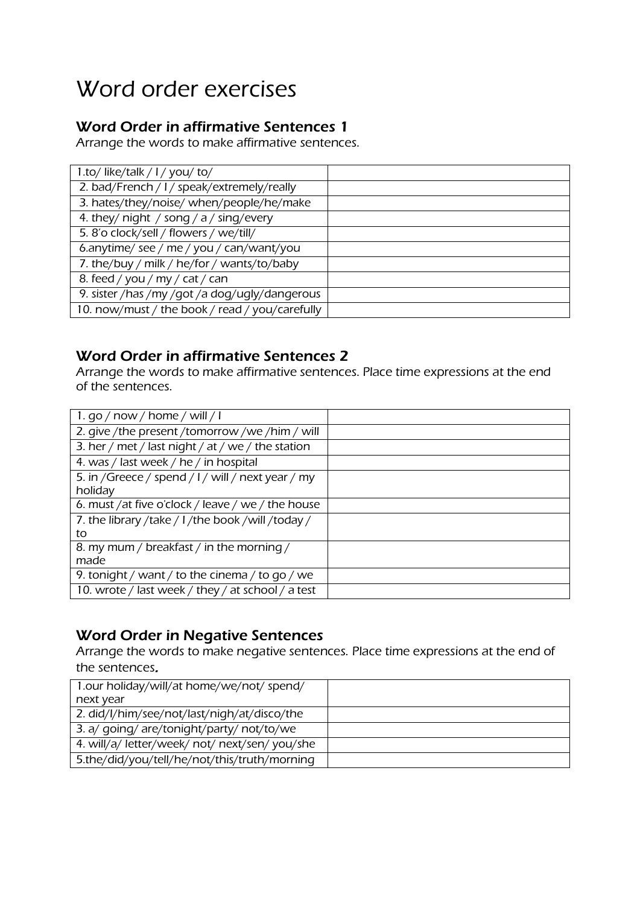# Word order exercises

## Word Order in affirmative Sentences 1

*Arrange the words to make affirmative sentences.*

| | |
|---|---|
| 1.to/ like/talk / I / you/ to/ | |
| 2. bad/French / I / speak/extremely/really | |
| 3. hates/they/noise/ when/people/he/make | |
| 4. they/ night / song / a / sing/every | |
| 5. 8'o clock/sell / flowers / we/till/ | |
| 6.anytime/ see / me / you / can/want/you | |
| 7. the/buy / milk / he/for / wants/to/baby | |
| 8. feed / you / my / cat / can | |
| 9. sister /has /my /got /a dog/ugly/dangerous | |
| 10. now/must / the book / read / you/carefully | |

## Word Order in affirmative Sentences 2

*Arrange the words to make affirmative sentences. Place time expressions at the end of the sentences.*

| | |
|---|---|
| 1. go / now / home / will / I | |
| 2. give /the present /tomorrow /we /him / will | |
| 3. her / met / last night / at / we / the station | |
| 4. was / last week / he / in hospital | |
| 5. in /Greece / spend / I / will / next year / my holiday | |
| 6. must /at five o'clock / leave / we / the house | |
| 7. the library /take / I /the book /will /today / to | |
| 8. my mum / breakfast / in the morning / made | |
| 9. tonight / want / to the cinema / to go / we | |
| 10. wrote / last week / they / at school / a test | |

## Word Order in Negative Sentences

*Arrange the words to make negative sentences. Place time expressions at the end of the sentences.*

| | |
|---|---|
| 1.our holiday/will/at home/we/not/ spend/ next year | |
| 2. did/I/him/see/not/last/nigh/at/disco/the | |
| 3. a/ going/ are/tonight/party/ not/to/we | |
| 4. will/a/ letter/week/ not/ next/sen/ you/she | |
| 5.the/did/you/tell/he/not/this/truth/morning | |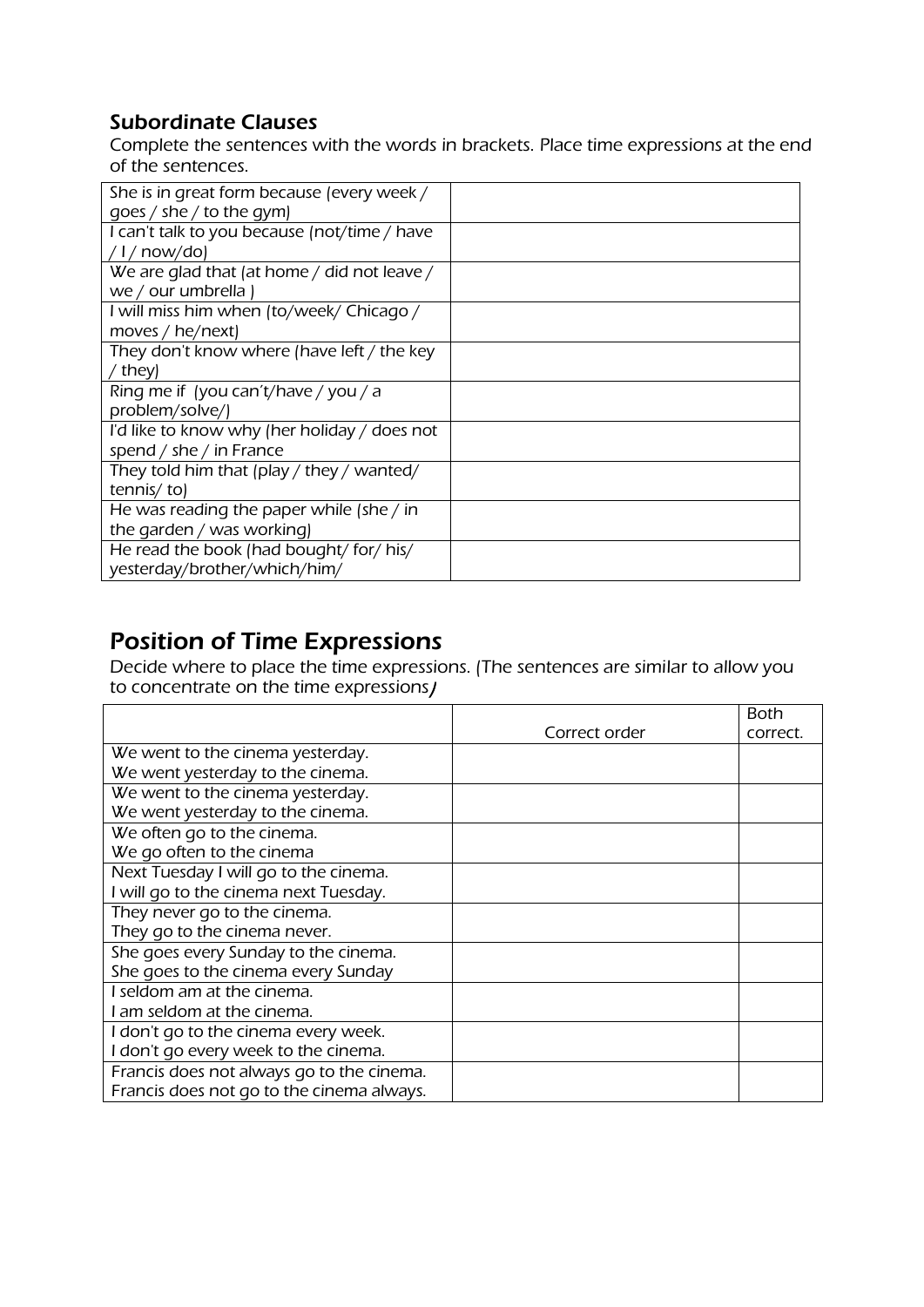### Subordinate Clauses

Complete the sentences with the words in brackets. Place time expressions at the end of the sentences.

| | |
|---|---|
| She is in great form because (every week / goes / she / to the gym) | |
| I can't talk to you because (not/time / have / I / now/do) | |
| We are glad that (at home / did not leave / we / our umbrella ) | |
| I will miss him when (to/week/ Chicago / moves / he/next) | |
| They don't know where (have left / the key / they) | |
| Ring me if (you can't/have / you / a problem/solve/) | |
| I'd like to know why (her holiday / does not spend / she / in France | |
| They told him that (play / they / wanted/ tennis/ to) | |
| He was reading the paper while (she / in the garden / was working) | |
| He read the book (had bought/ for/ his/ yesterday/brother/which/him/ | |

## Position of Time Expressions

Decide where to place the time expressions. (The sentences are similar to allow you to concentrate on the time expressions)

| | Correct order | Both correct. |
|---|---|---|
| We went to the cinema yesterday.<br>We went yesterday to the cinema. | | |
| We went to the cinema yesterday.<br>We went yesterday to the cinema. | | |
| We often go to the cinema.<br>We go often to the cinema | | |
| Next Tuesday I will go to the cinema.<br>I will go to the cinema next Tuesday. | | |
| They never go to the cinema.<br>They go to the cinema never. | | |
| She goes every Sunday to the cinema.<br>She goes to the cinema every Sunday | | |
| I seldom am at the cinema.<br>I am seldom at the cinema. | | |
| I don't go to the cinema every week.<br>I don't go every week to the cinema. | | |
| Francis does not always go to the cinema.<br>Francis does not go to the cinema always. | | |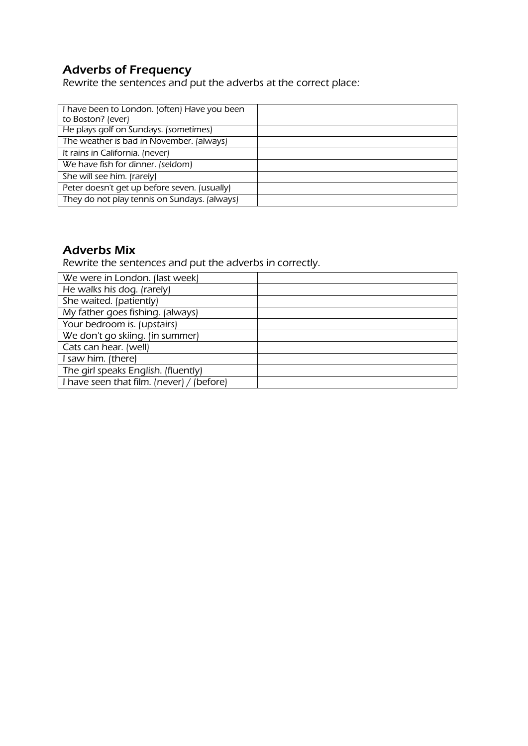## Adverbs of Frequency

*Rewrite the sentences and put the adverbs at the correct place:*

| | |
|---|---|
| I have been to London. (often) Have you been to Boston? (ever) | |
| He plays golf on Sundays. (sometimes) | |
| The weather is bad in November. (always) | |
| It rains in California. (never) | |
| We have fish for dinner. (seldom) | |
| She will see him. (rarely) | |
| Peter doesn't get up before seven. (usually) | |
| They do not play tennis on Sundays. (always) | |

## Adverbs Mix

*Rewrite the sentences and put the adverbs in correctly.*

| | |
|---|---|
| We were in London. (last week) | |
| He walks his dog. (rarely) | |
| She waited. (patiently) | |
| My father goes fishing. (always) | |
| Your bedroom is. (upstairs) | |
| We don't go skiing. (in summer) | |
| Cats can hear. (well) | |
| I saw him. (there) | |
| The girl speaks English. (fluently) | |
| I have seen that film. (never) / (before) | |